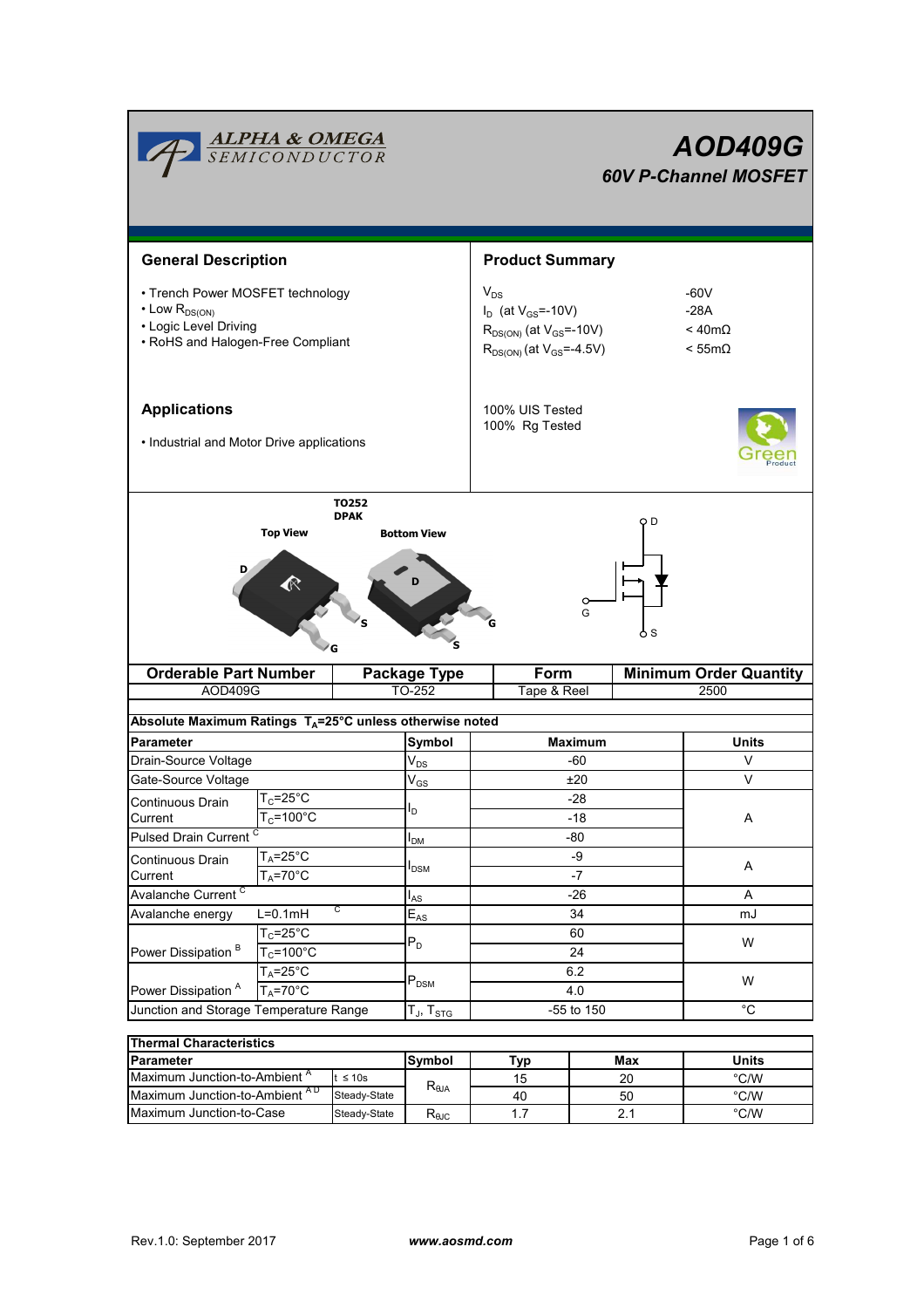# AOD409G

## 60V P-Channel MOSFET

ALPHA & OMEGA SEMICONDUCTOR

## General Description

- Trench Power MOSFET technology
- Low $R_{DS(ON)}$
- Logic Level Driving
- RoHS and Halogen-Free Compliant

## Product Summary

| | |
|---|---|
| $V_{DS}$ | -60V |
| $I_D$ (at $V_{GS}$=-10V) | -28A |
| $R_{DS(ON)}$ (at $V_{GS}$=-10V) | < 40mΩ |
| $R_{DS(ON)}$ (at $V_{GS}$=-4.5V) | < 55mΩ |

100% UIS Tested
100% Rg Tested

## Applications

- Industrial and Motor Drive applications

TO252
DPAK

Top View — Bottom View

D, G, S

| Orderable Part Number | Package Type | Form | Minimum Order Quantity |
|---|---|---|---|
| AOD409G | TO-252 | Tape & Reel | 2500 |

## Absolute Maximum Ratings $T_A$=25°C unless otherwise noted

| Parameter | | Symbol | Maximum | Units |
|---|---|---|---|---|
| Drain-Source Voltage | | $V_{DS}$ | -60 | V |
| Gate-Source Voltage | | $V_{GS}$ | ±20 | V |
| Continuous Drain Current | $T_C$=25°C | $I_D$ | -28 | A |
| | $T_C$=100°C | | -18 | |
| Pulsed Drain Current [C] | | $I_{DM}$ | -80 | |
| Continuous Drain Current | $T_A$=25°C | $I_{DSM}$ | -9 | A |
| | $T_A$=70°C | | -7 | |
| Avalanche Current [C] | | $I_{AS}$ | -26 | A |
| Avalanche energy | L=0.1mH [C] | $E_{AS}$ | 34 | mJ |
| Power Dissipation [B] | $T_C$=25°C | $P_D$ | 60 | W |
| | $T_C$=100°C | | 24 | |
| Power Dissipation [A] | $T_A$=25°C | $P_{DSM}$ | 6.2 | W |
| | $T_A$=70°C | | 4.0 | |
| Junction and Storage Temperature Range | | $T_J$, $T_{STG}$ | -55 to 150 | °C |

## Thermal Characteristics

| Parameter | | Symbol | Typ | Max | Units |
|---|---|---|---|---|---|
| Maximum Junction-to-Ambient [A] | t ≤ 10s | $R_{\theta JA}$ | 15 | 20 | °C/W |
| Maximum Junction-to-Ambient [A D] | Steady-State | | 40 | 50 | °C/W |
| Maximum Junction-to-Case | Steady-State | $R_{\theta JC}$ | 1.7 | 2.1 | °C/W |

Rev.1.0: September 2017 — www.aosmd.com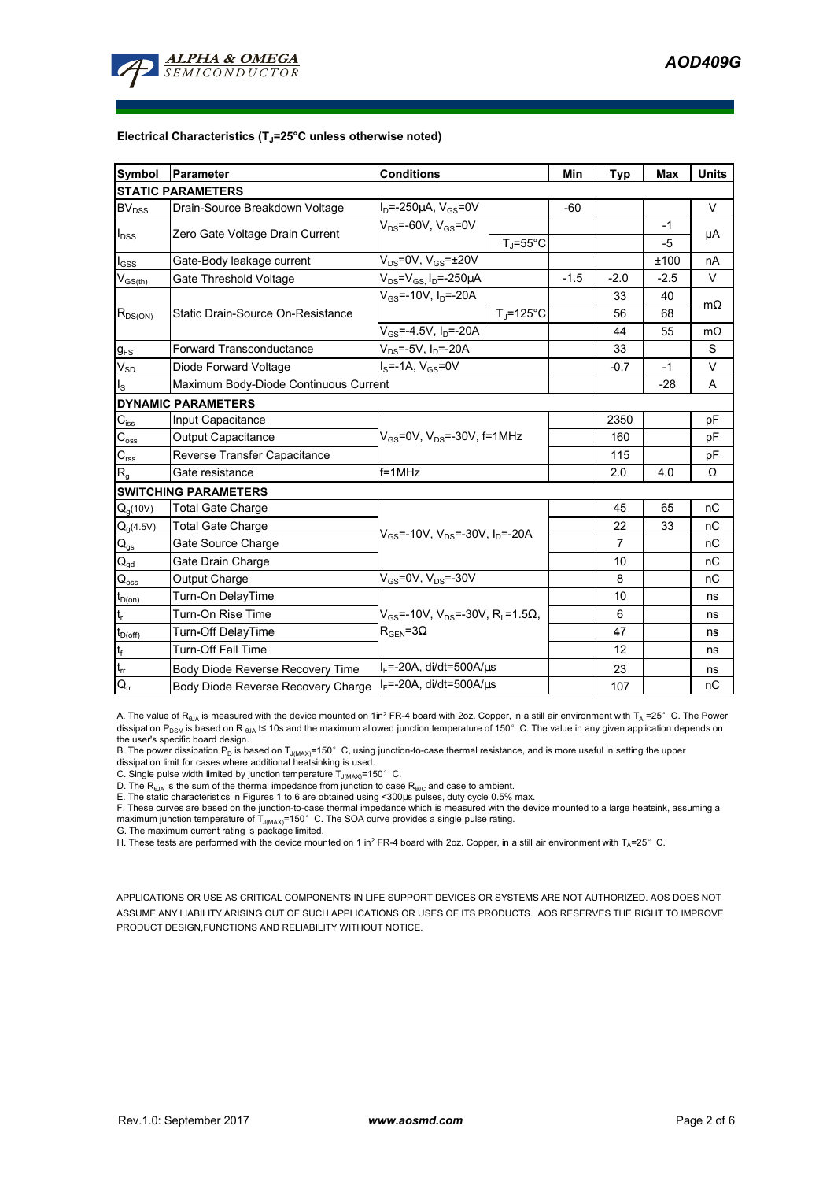**Electrical Characteristics ($T_J$=25°C unless otherwise noted)**

| Symbol | Parameter | Conditions | | Min | Typ | Max | Units |
|---|---|---|---|---|---|---|---|
| **STATIC PARAMETERS** | | | | | | | |
| $BV_{DSS}$ | Drain-Source Breakdown Voltage | $I_D$=-250µA, $V_{GS}$=0V | | -60 | | | V |
| $I_{DSS}$ | Zero Gate Voltage Drain Current | $V_{DS}$=-60V, $V_{GS}$=0V | | | | -1 | µA |
| | | | $T_J$=55°C | | | -5 | |
| $I_{GSS}$ | Gate-Body leakage current | $V_{DS}$=0V, $V_{GS}$=±20V | | | | ±100 | nA |
| $V_{GS(th)}$ | Gate Threshold Voltage | $V_{DS}$=$V_{GS}$, $I_D$=-250µA | | -1.5 | -2.0 | -2.5 | V |
| $R_{DS(ON)}$ | Static Drain-Source On-Resistance | $V_{GS}$=-10V, $I_D$=-20A | | | 33 | 40 | mΩ |
| | | | $T_J$=125°C | | 56 | 68 | |
| | | $V_{GS}$=-4.5V, $I_D$=-20A | | | 44 | 55 | mΩ |
| $g_{FS}$ | Forward Transconductance | $V_{DS}$=-5V, $I_D$=-20A | | | 33 | | S |
| $V_{SD}$ | Diode Forward Voltage | $I_S$=-1A, $V_{GS}$=0V | | | -0.7 | -1 | V |
| $I_S$ | Maximum Body-Diode Continuous Current | | | | | -28 | A |
| **DYNAMIC PARAMETERS** | | | | | | | |
| $C_{iss}$ | Input Capacitance | $V_{GS}$=0V, $V_{DS}$=-30V, f=1MHz | | | 2350 | | pF |
| $C_{oss}$ | Output Capacitance | | | | 160 | | pF |
| $C_{rss}$ | Reverse Transfer Capacitance | | | | 115 | | pF |
| $R_g$ | Gate resistance | f=1MHz | | | 2.0 | 4.0 | Ω |
| **SWITCHING PARAMETERS** | | | | | | | |
| $Q_g$(10V) | Total Gate Charge | $V_{GS}$=-10V, $V_{DS}$=-30V, $I_D$=-20A | | | 45 | 65 | nC |
| $Q_g$(4.5V) | Total Gate Charge | | | | 22 | 33 | nC |
| $Q_{gs}$ | Gate Source Charge | | | | 7 | | nC |
| $Q_{gd}$ | Gate Drain Charge | | | | 10 | | nC |
| $Q_{oss}$ | Output Charge | $V_{GS}$=0V, $V_{DS}$=-30V | | | 8 | | nC |
| $t_{D(on)}$ | Turn-On DelayTime | $V_{GS}$=-10V, $V_{DS}$=-30V, $R_L$=1.5Ω, $R_{GEN}$=3Ω | | | 10 | | ns |
| $t_r$ | Turn-On Rise Time | | | | 6 | | ns |
| $t_{D(off)}$ | Turn-Off DelayTime | | | | 47 | | ns |
| $t_f$ | Turn-Off Fall Time | | | | 12 | | ns |
| $t_{rr}$ | Body Diode Reverse Recovery Time | $I_F$=-20A, di/dt=500A/µs | | | 23 | | ns |
| $Q_{rr}$ | Body Diode Reverse Recovery Charge | $I_F$=-20A, di/dt=500A/µs | | | 107 | | nC |

A. The value of $R_{\theta JA}$ is measured with the device mounted on 1in² FR-4 board with 2oz. Copper, in a still air environment with $T_A$ =25° C. The Power dissipation $P_{DSM}$ is based on R $_{\theta JA}$ t≤ 10s and the maximum allowed junction temperature of 150° C. The value in any given application depends on the user's specific board design.
B. The power dissipation $P_D$ is based on $T_{J(MAX)}$=150° C, using junction-to-case thermal resistance, and is more useful in setting the upper dissipation limit for cases where additional heatsinking is used.
C. Single pulse width limited by junction temperature $T_{J(MAX)}$=150° C.
D. The $R_{\theta JA}$ is the sum of the thermal impedance from junction to case $R_{\theta JC}$ and case to ambient.
E. The static characteristics in Figures 1 to 6 are obtained using <300µs pulses, duty cycle 0.5% max.
F. These curves are based on the junction-to-case thermal impedance which is measured with the device mounted to a large heatsink, assuming a maximum junction temperature of $T_{J(MAX)}$=150° C. The SOA curve provides a single pulse rating.
G. The maximum current rating is package limited.
H. These tests are performed with the device mounted on 1 in² FR-4 board with 2oz. Copper, in a still air environment with $T_A$=25° C.

APPLICATIONS OR USE AS CRITICAL COMPONENTS IN LIFE SUPPORT DEVICES OR SYSTEMS ARE NOT AUTHORIZED. AOS DOES NOT ASSUME ANY LIABILITY ARISING OUT OF SUCH APPLICATIONS OR USES OF ITS PRODUCTS. AOS RESERVES THE RIGHT TO IMPROVE PRODUCT DESIGN,FUNCTIONS AND RELIABILITY WITHOUT NOTICE.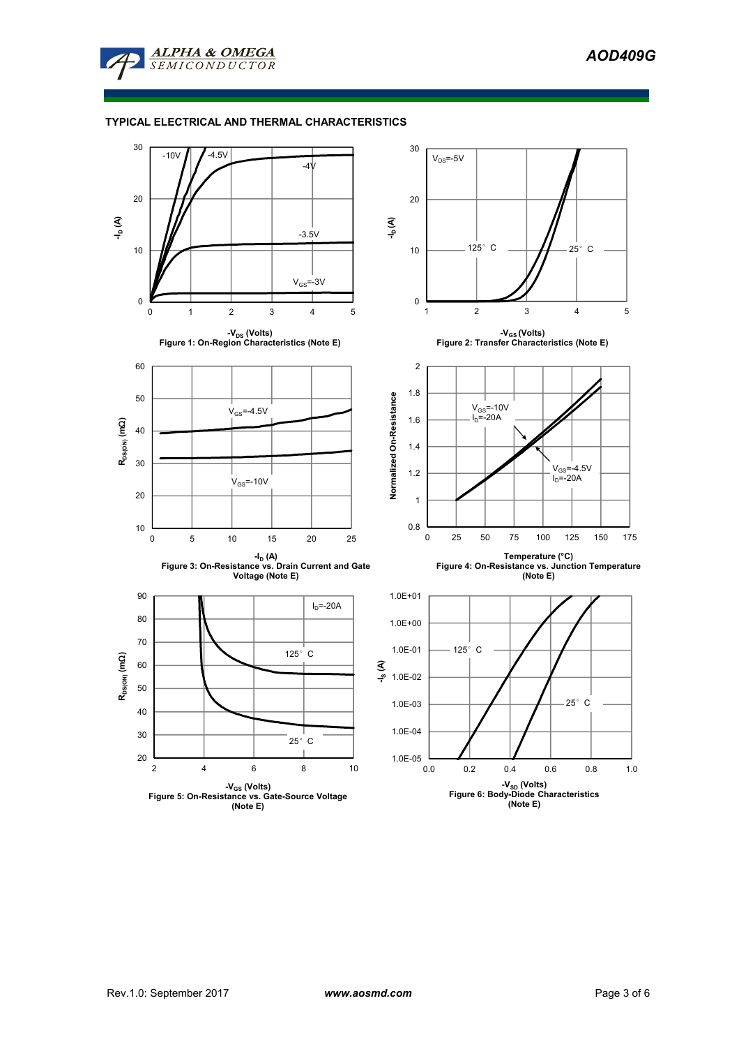## TYPICAL ELECTRICAL AND THERMAL CHARACTERISTICS

Figure 1: On-Region Characteristics (Note E)

Figure 2: Transfer Characteristics (Note E)

Figure 3: On-Resistance vs. Drain Current and Gate Voltage (Note E)

Figure 4: On-Resistance vs. Junction Temperature (Note E)

Figure 5: On-Resistance vs. Gate-Source Voltage (Note E)

Figure 6: Body-Diode Characteristics (Note E)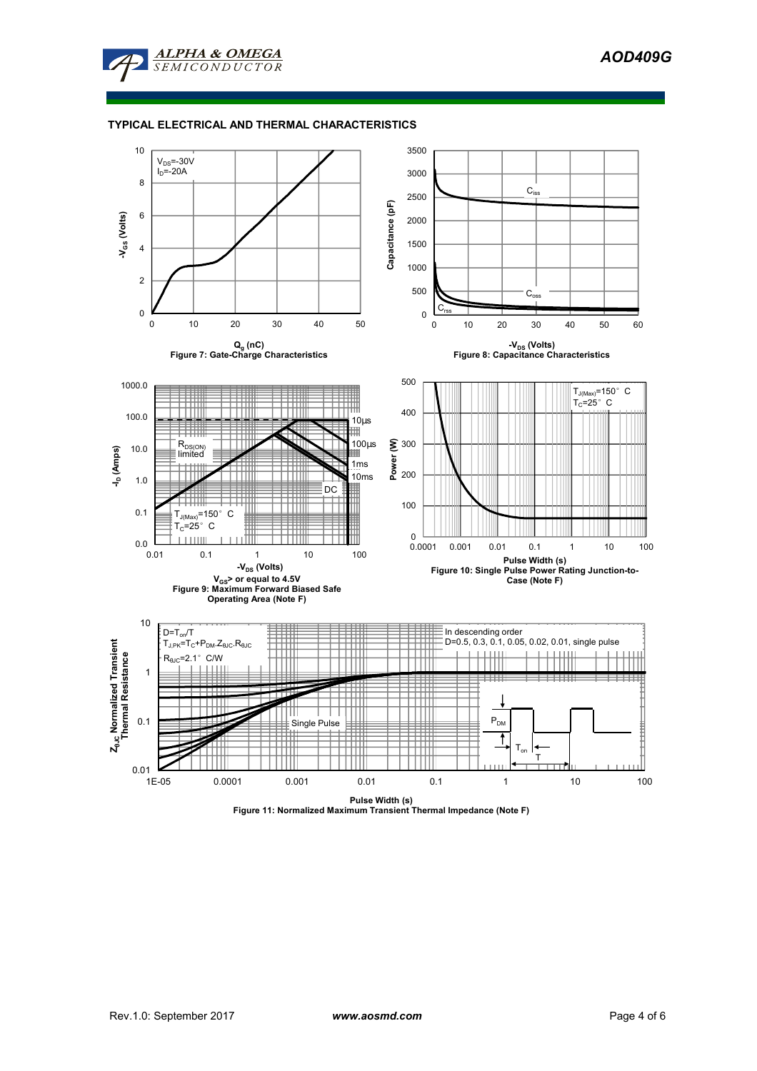## TYPICAL ELECTRICAL AND THERMAL CHARACTERISTICS

$V_{DS}$=-30V
$I_D$=-20A

$-V_{GS}$ (Volts)

$Q_g$ (nC)

Figure 7: Gate-Charge Characteristics

Capacitance (pF)

$C_{iss}$

$C_{oss}$

$C_{rss}$

$-V_{DS}$ (Volts)

Figure 8: Capacitance Characteristics

$-I_D$ (Amps)

$R_{DS(ON)}$ limited

10µs

100µs

1ms

10ms

DC

$T_{J(Max)}$=150° C
$T_C$=25° C

$-V_{DS}$ (Volts)

$V_{GS}$> or equal to 4.5V

Figure 9: Maximum Forward Biased Safe Operating Area (Note F)

Power (W)

$T_{J(Max)}$=150° C
$T_C$=25° C

Pulse Width (s)

Figure 10: Single Pulse Power Rating Junction-to-Case (Note F)

$Z_{\theta JC}$ Normalized Transient Thermal Resistance

$D=T_{on}/T$
$T_{J,PK}=T_C+P_{DM}.Z_{\theta JC}.R_{\theta JC}$
$R_{\theta JC}$=2.1° C/W

In descending order
D=0.5, 0.3, 0.1, 0.05, 0.02, 0.01, single pulse

Single Pulse

$P_{DM}$

$T_{on}$

T

Pulse Width (s)

Figure 11: Normalized Maximum Transient Thermal Impedance (Note F)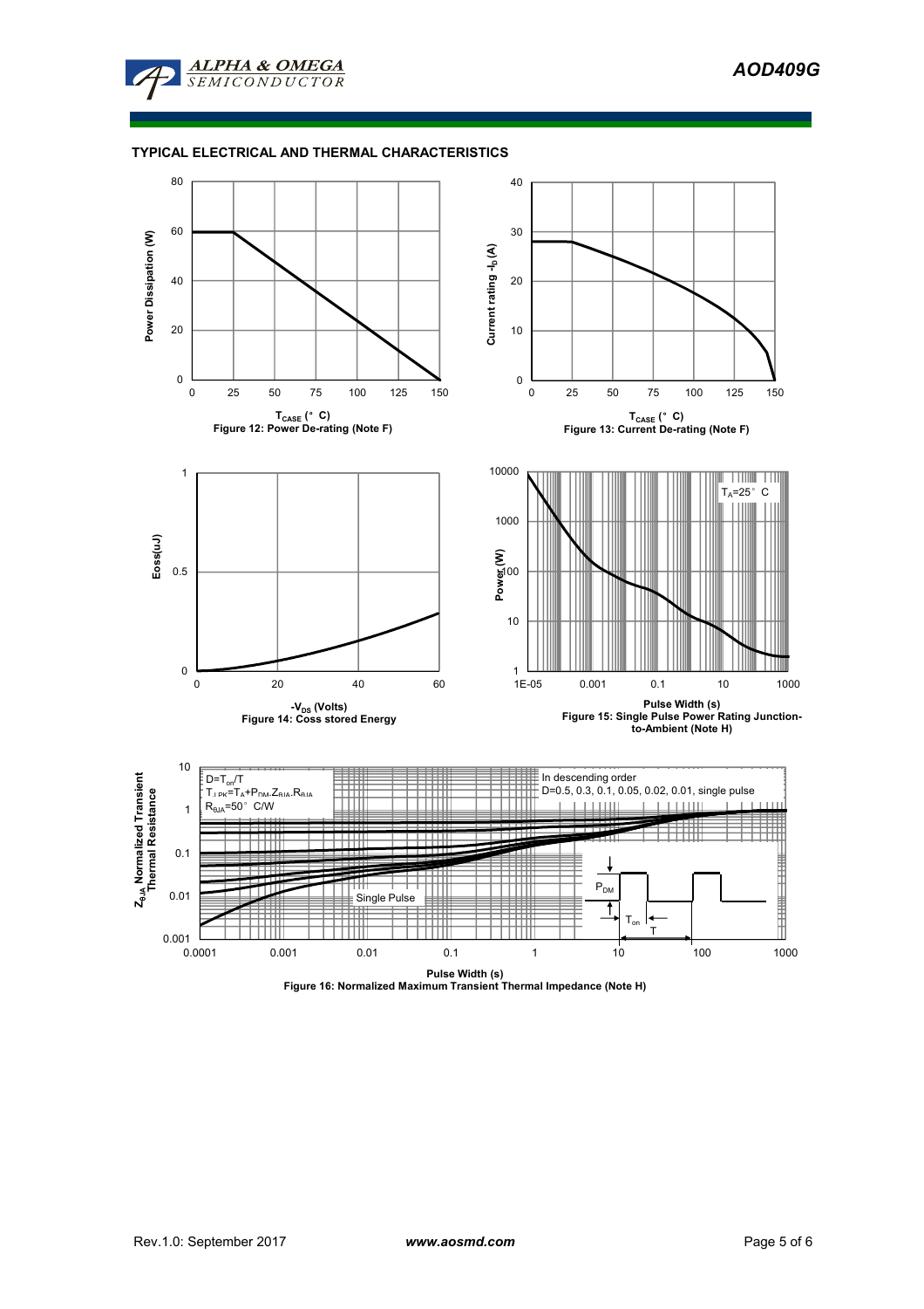## TYPICAL ELECTRICAL AND THERMAL CHARACTERISTICS

Figure 12: Power De-rating (Note F)

Figure 13: Current De-rating (Note F)

Figure 14: Coss stored Energy

Figure 15: Single Pulse Power Rating Junction-to-Ambient (Note H)

Figure 16: Normalized Maximum Transient Thermal Impedance (Note H)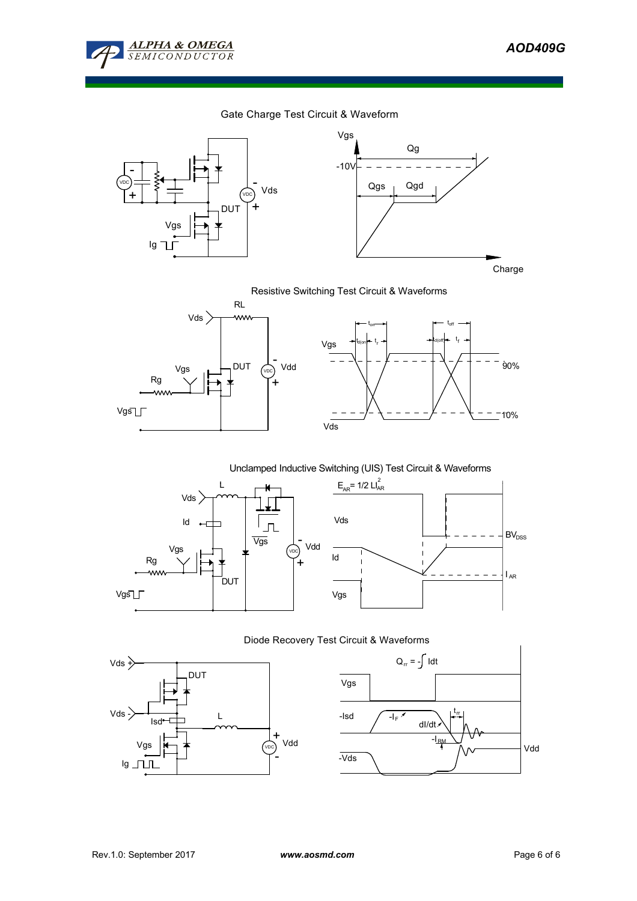## Gate Charge Test Circuit & Waveform

VDC
Vds
DUT
Vgs
Ig

Vgs
Qg
-10V
Qgs
Qgd
Charge

## Resistive Switching Test Circuit & Waveforms

RL
Vds
Vgs
Rg
DUT
VDC
Vdd
Vgs

$t_{on}$
$t_{d(on)}$
$t_r$
$t_{off}$
$t_{d(off)}$
$t_f$
Vgs
90%
10%
Vds

## Unclamped Inductive Switching (UIS) Test Circuit & Waveforms

L
Vds
Id
Vgs
Rg
Vgs
DUT
Vgs
VDC
Vdd

$E_{AR} = 1/2\ LI_{AR}^2$
Vds
$BV_{DSS}$
Id
$I_{AR}$
Vgs

## Diode Recovery Test Circuit & Waveforms

Vds +
DUT
Vds -
Isd
L
Vgs
Ig
VDC
Vdd

$Q_{rr} = -\int Idt$
Vgs
-Isd
$-I_F$
dI/dt
$t_{rr}$
$-I_{RM}$
-Vds
Vdd